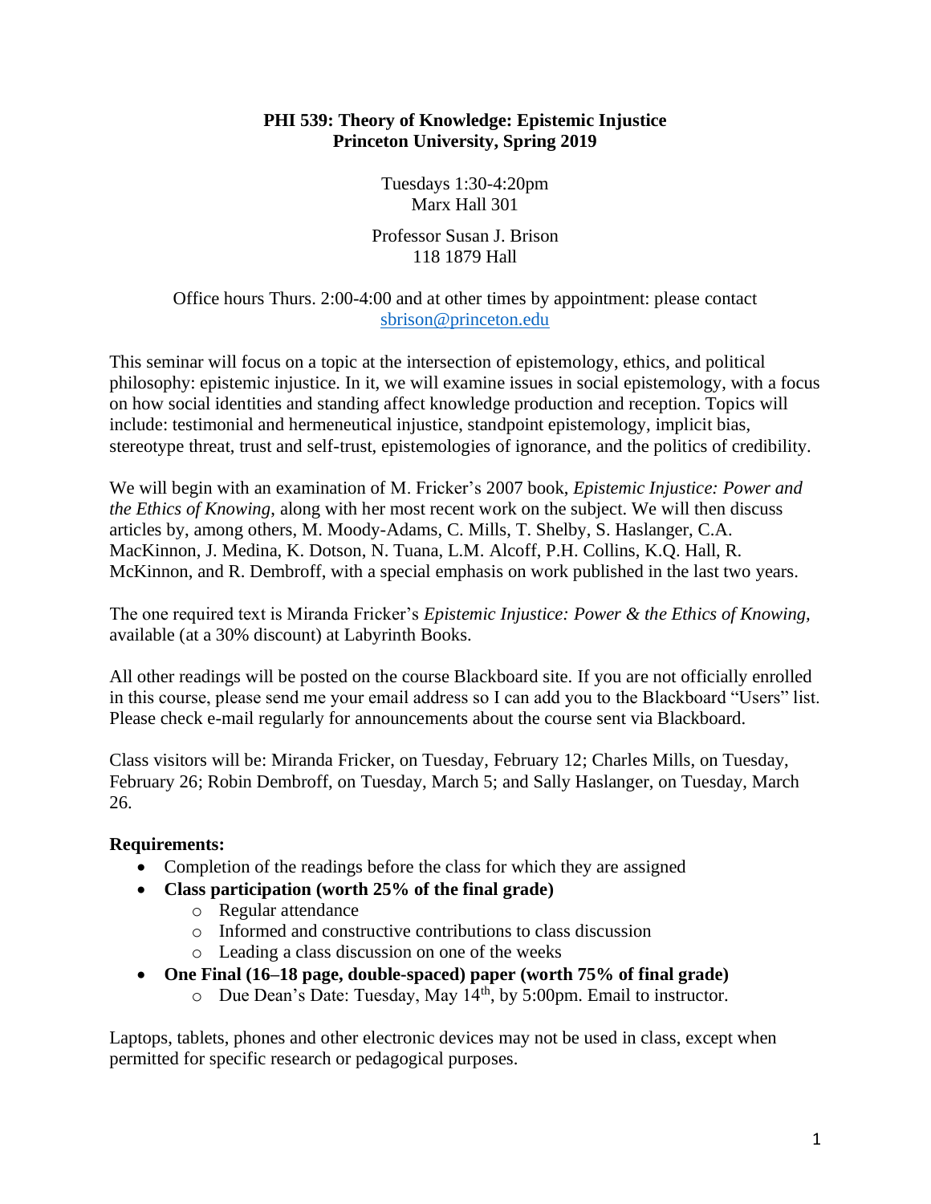**PHI 539: Theory of Knowledge: Epistemic Injustice**
**Princeton University, Spring 2019**

Tuesdays 1:30-4:20pm
Marx Hall 301

Professor Susan J. Brison
118 1879 Hall

Office hours Thurs. 2:00-4:00 and at other times by appointment: please contact sbrison@princeton.edu

This seminar will focus on a topic at the intersection of epistemology, ethics, and political philosophy: epistemic injustice. In it, we will examine issues in social epistemology, with a focus on how social identities and standing affect knowledge production and reception. Topics will include: testimonial and hermeneutical injustice, standpoint epistemology, implicit bias, stereotype threat, trust and self-trust, epistemologies of ignorance, and the politics of credibility.

We will begin with an examination of M. Fricker's 2007 book, *Epistemic Injustice: Power and the Ethics of Knowing*, along with her most recent work on the subject. We will then discuss articles by, among others, M. Moody-Adams, C. Mills, T. Shelby, S. Haslanger, C.A. MacKinnon, J. Medina, K. Dotson, N. Tuana, L.M. Alcoff, P.H. Collins, K.Q. Hall, R. McKinnon, and R. Dembroff, with a special emphasis on work published in the last two years.

The one required text is Miranda Fricker's *Epistemic Injustice: Power & the Ethics of Knowing*, available (at a 30% discount) at Labyrinth Books.

All other readings will be posted on the course Blackboard site. If you are not officially enrolled in this course, please send me your email address so I can add you to the Blackboard "Users" list. Please check e-mail regularly for announcements about the course sent via Blackboard.

Class visitors will be: Miranda Fricker, on Tuesday, February 12; Charles Mills, on Tuesday, February 26; Robin Dembroff, on Tuesday, March 5; and Sally Haslanger, on Tuesday, March 26.

**Requirements:**

- Completion of the readings before the class for which they are assigned
- **Class participation (worth 25% of the final grade)**
  - Regular attendance
  - Informed and constructive contributions to class discussion
  - Leading a class discussion on one of the weeks
- **One Final (16–18 page, double-spaced) paper (worth 75% of final grade)**
  - Due Dean's Date: Tuesday, May 14th, by 5:00pm. Email to instructor.

Laptops, tablets, phones and other electronic devices may not be used in class, except when permitted for specific research or pedagogical purposes.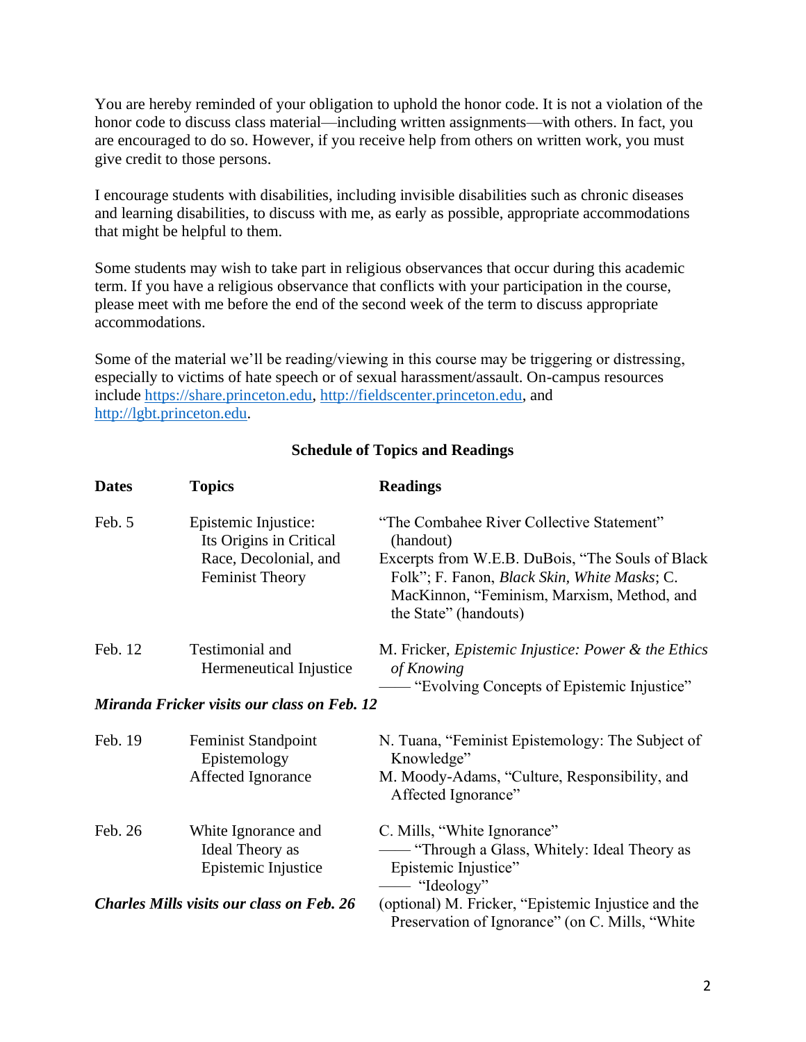You are hereby reminded of your obligation to uphold the honor code. It is not a violation of the honor code to discuss class material—including written assignments—with others. In fact, you are encouraged to do so. However, if you receive help from others on written work, you must give credit to those persons.

I encourage students with disabilities, including invisible disabilities such as chronic diseases and learning disabilities, to discuss with me, as early as possible, appropriate accommodations that might be helpful to them.

Some students may wish to take part in religious observances that occur during this academic term. If you have a religious observance that conflicts with your participation in the course, please meet with me before the end of the second week of the term to discuss appropriate accommodations.

Some of the material we'll be reading/viewing in this course may be triggering or distressing, especially to victims of hate speech or of sexual harassment/assault. On-campus resources include https://share.princeton.edu, http://fieldscenter.princeton.edu, and http://lgbt.princeton.edu.

## Schedule of Topics and Readings

| Dates | Topics | Readings |
|---|---|---|
| Feb. 5 | Epistemic Injustice: Its Origins in Critical Race, Decolonial, and Feminist Theory | "The Combahee River Collective Statement" (handout)<br>Excerpts from W.E.B. DuBois, "The Souls of Black Folk"; F. Fanon, *Black Skin, White Masks*; C. MacKinnon, "Feminism, Marxism, Method, and the State" (handouts) |
| Feb. 12 | Testimonial and Hermeneutical Injustice | M. Fricker, *Epistemic Injustice: Power & the Ethics of Knowing*<br>—— "Evolving Concepts of Epistemic Injustice" |
| ***Miranda Fricker visits our class on Feb. 12*** | | |
| Feb. 19 | Feminist Standpoint Epistemology<br>Affected Ignorance | N. Tuana, "Feminist Epistemology: The Subject of Knowledge"<br>M. Moody-Adams, "Culture, Responsibility, and Affected Ignorance" |
| Feb. 26 | White Ignorance and Ideal Theory as Epistemic Injustice | C. Mills, "White Ignorance"<br>—— "Through a Glass, Whitely: Ideal Theory as Epistemic Injustice"<br>—— "Ideology" |
| ***Charles Mills visits our class on Feb. 26*** | | (optional) M. Fricker, "Epistemic Injustice and the Preservation of Ignorance" (on C. Mills, "White |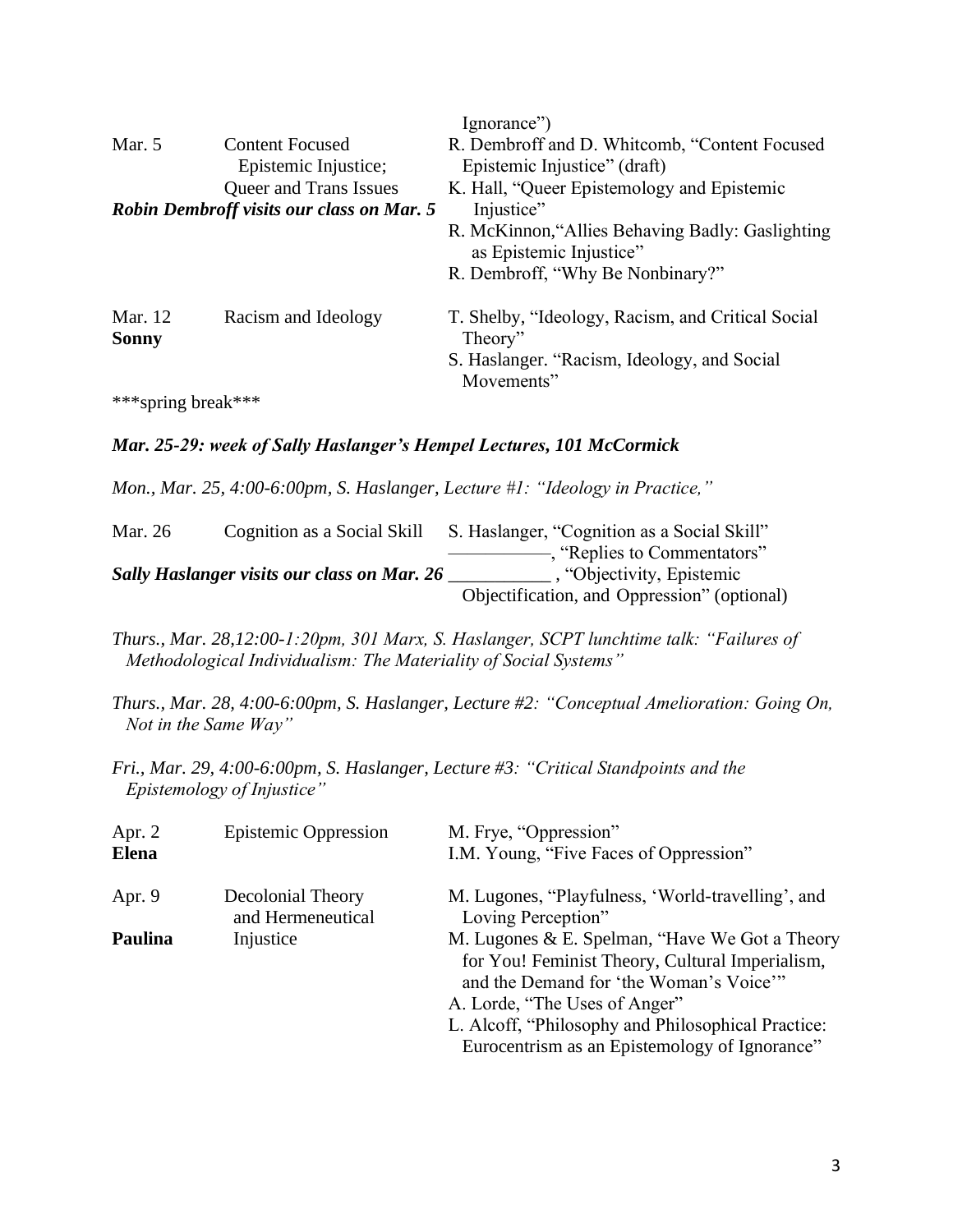Ignorance")

| | | |
|---|---|---|
| Mar. 5 | Content Focused Epistemic Injustice; Queer and Trans Issues | R. Dembroff and D. Whitcomb, "Content Focused Epistemic Injustice" (draft)<br>K. Hall, "Queer Epistemology and Epistemic Injustice"<br>R. McKinnon,"Allies Behaving Badly: Gaslighting as Epistemic Injustice"<br>R. Dembroff, "Why Be Nonbinary?" |
| ***Robin Dembroff visits our class on Mar. 5*** | | |
| Mar. 12<br>**Sonny** | Racism and Ideology | T. Shelby, "Ideology, Racism, and Critical Social Theory"<br>S. Haslanger. "Racism, Ideology, and Social Movements" |

***spring break***

***Mar. 25-29: week of Sally Haslanger's Hempel Lectures, 101 McCormick***

*Mon., Mar. 25, 4:00-6:00pm, S. Haslanger, Lecture #1: "Ideology in Practice,"*

| | | |
|---|---|---|
| Mar. 26 | Cognition as a Social Skill | S. Haslanger, "Cognition as a Social Skill"<br>——————, "Replies to Commentators"<br>___________ , "Objectivity, Epistemic Objectification, and Oppression" (optional) |
| ***Sally Haslanger visits our class on Mar. 26*** | | |

*Thurs., Mar. 28,12:00-1:20pm, 301 Marx, S. Haslanger, SCPT lunchtime talk: "Failures of Methodological Individualism: The Materiality of Social Systems"*

*Thurs., Mar. 28, 4:00-6:00pm, S. Haslanger, Lecture #2: "Conceptual Amelioration: Going On, Not in the Same Way"*

*Fri., Mar. 29, 4:00-6:00pm, S. Haslanger, Lecture #3: "Critical Standpoints and the Epistemology of Injustice"*

| | | |
|---|---|---|
| Apr. 2<br>**Elena** | Epistemic Oppression | M. Frye, "Oppression"<br>I.M. Young, "Five Faces of Oppression" |
| Apr. 9<br>**Paulina** | Decolonial Theory and Hermeneutical Injustice | M. Lugones, "Playfulness, 'World-travelling', and Loving Perception"<br>M. Lugones & E. Spelman, "Have We Got a Theory for You! Feminist Theory, Cultural Imperialism, and the Demand for 'the Woman's Voice'"<br>A. Lorde, "The Uses of Anger"<br>L. Alcoff, "Philosophy and Philosophical Practice: Eurocentrism as an Epistemology of Ignorance" |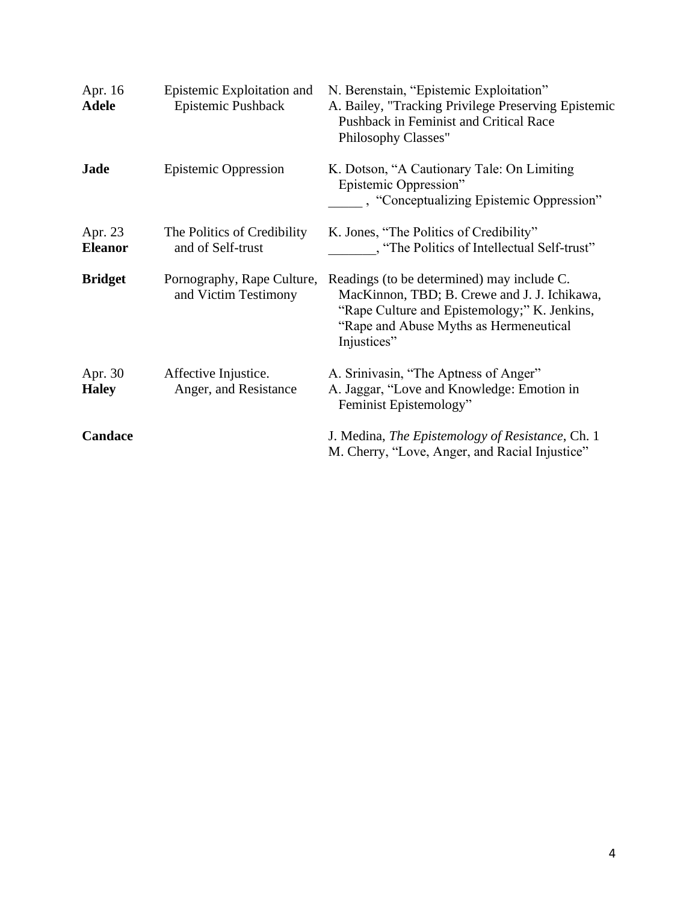| | | |
|---|---|---|
| Apr. 16<br>**Adele** | Epistemic Exploitation and Epistemic Pushback | N. Berenstain, "Epistemic Exploitation"<br>A. Bailey, "Tracking Privilege Preserving Epistemic Pushback in Feminist and Critical Race Philosophy Classes" |
| **Jade** | Epistemic Oppression | K. Dotson, "A Cautionary Tale: On Limiting Epistemic Oppression"<br>_____ , "Conceptualizing Epistemic Oppression" |
| Apr. 23<br>**Eleanor** | The Politics of Credibility and of Self-trust | K. Jones, "The Politics of Credibility"<br>_______, "The Politics of Intellectual Self-trust" |
| **Bridget** | Pornography, Rape Culture, and Victim Testimony | Readings (to be determined) may include C. MacKinnon, TBD; B. Crewe and J. J. Ichikawa, "Rape Culture and Epistemology;" K. Jenkins, "Rape and Abuse Myths as Hermeneutical Injustices" |
| Apr. 30<br>**Haley** | Affective Injustice. Anger, and Resistance | A. Srinivasin, "The Aptness of Anger"<br>A. Jaggar, "Love and Knowledge: Emotion in Feminist Epistemology" |
| **Candace** | | J. Medina, *The Epistemology of Resistance*, Ch. 1<br>M. Cherry, "Love, Anger, and Racial Injustice" |